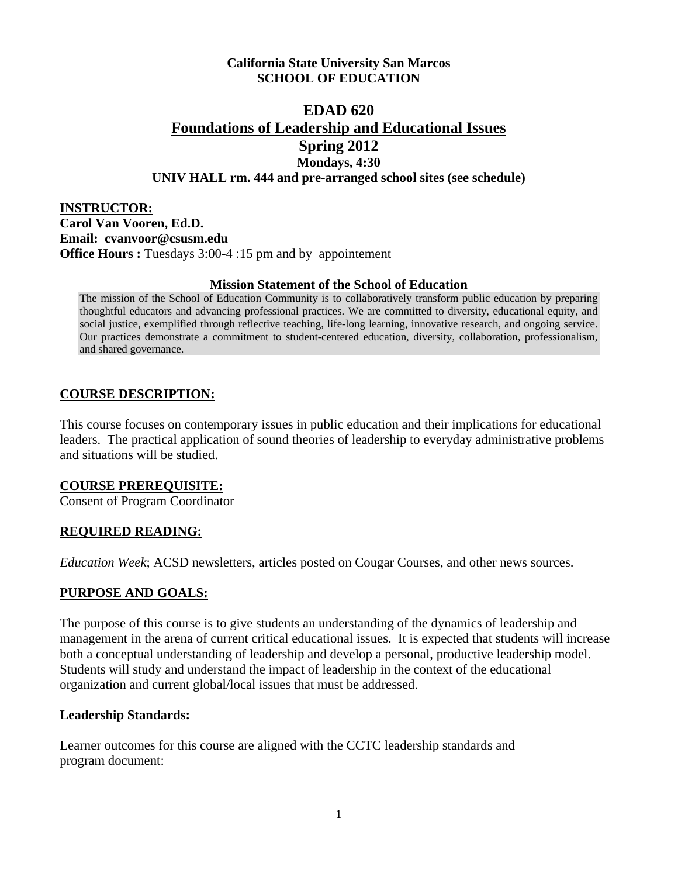**California State University San Marcos**
**SCHOOL OF EDUCATION**

# EDAD 620
# Foundations of Leadership and Educational Issues
## Spring 2012
### Mondays, 4:30
### UNIV HALL rm. 444 and pre-arranged school sites (see schedule)

**INSTRUCTOR:**
**Carol Van Vooren, Ed.D.**
**Email: cvanvoor@csusm.edu**
**Office Hours :** Tuesdays 3:00-4 :15 pm and by appointement

**Mission Statement of the School of Education**

The mission of the School of Education Community is to collaboratively transform public education by preparing thoughtful educators and advancing professional practices. We are committed to diversity, educational equity, and social justice, exemplified through reflective teaching, life-long learning, innovative research, and ongoing service. Our practices demonstrate a commitment to student-centered education, diversity, collaboration, professionalism, and shared governance.

## COURSE DESCRIPTION:

This course focuses on contemporary issues in public education and their implications for educational leaders. The practical application of sound theories of leadership to everyday administrative problems and situations will be studied.

## COURSE PREREQUISITE:

Consent of Program Coordinator

## REQUIRED READING:

*Education Week*; ACSD newsletters, articles posted on Cougar Courses, and other news sources.

## PURPOSE AND GOALS:

The purpose of this course is to give students an understanding of the dynamics of leadership and management in the arena of current critical educational issues. It is expected that students will increase both a conceptual understanding of leadership and develop a personal, productive leadership model. Students will study and understand the impact of leadership in the context of the educational organization and current global/local issues that must be addressed.

### Leadership Standards:

Learner outcomes for this course are aligned with the CCTC leadership standards and program document: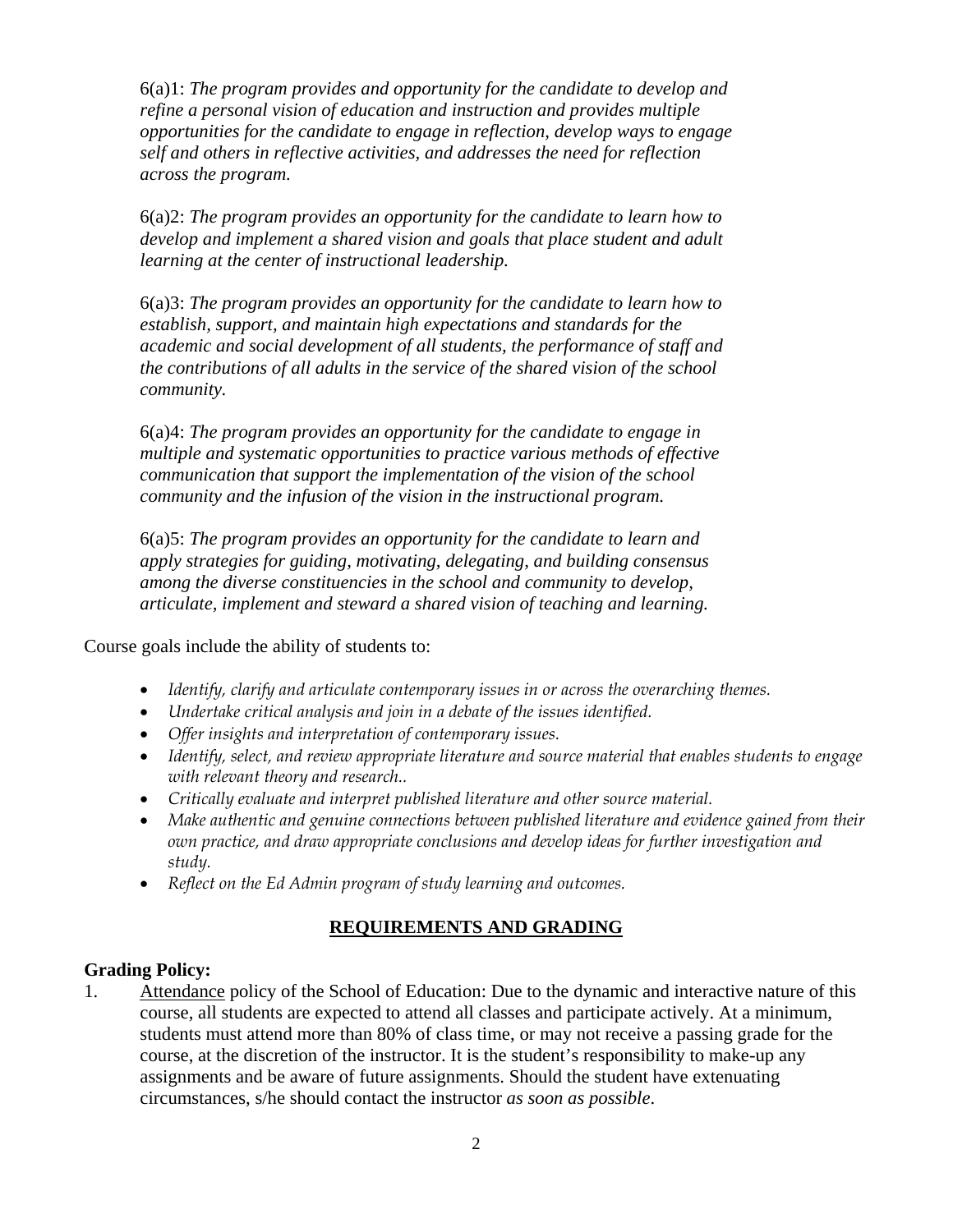6(a)1: *The program provides and opportunity for the candidate to develop and refine a personal vision of education and instruction and provides multiple opportunities for the candidate to engage in reflection, develop ways to engage self and others in reflective activities, and addresses the need for reflection across the program.*

6(a)2: *The program provides an opportunity for the candidate to learn how to develop and implement a shared vision and goals that place student and adult learning at the center of instructional leadership.*

6(a)3: *The program provides an opportunity for the candidate to learn how to establish, support, and maintain high expectations and standards for the academic and social development of all students, the performance of staff and the contributions of all adults in the service of the shared vision of the school community.*

6(a)4: *The program provides an opportunity for the candidate to engage in multiple and systematic opportunities to practice various methods of effective communication that support the implementation of the vision of the school community and the infusion of the vision in the instructional program.*

6(a)5: *The program provides an opportunity for the candidate to learn and apply strategies for guiding, motivating, delegating, and building consensus among the diverse constituencies in the school and community to develop, articulate, implement and steward a shared vision of teaching and learning.*

Course goals include the ability of students to:

- *Identify, clarify and articulate contemporary issues in or across the overarching themes.*
- *Undertake critical analysis and join in a debate of the issues identified.*
- *Offer insights and interpretation of contemporary issues.*
- *Identify, select, and review appropriate literature and source material that enables students to engage with relevant theory and research..*
- *Critically evaluate and interpret published literature and other source material.*
- *Make authentic and genuine connections between published literature and evidence gained from their own practice, and draw appropriate conclusions and develop ideas for further investigation and study.*
- *Reflect on the Ed Admin program of study learning and outcomes.*

## REQUIREMENTS AND GRADING

**Grading Policy:**

1. Attendance policy of the School of Education: Due to the dynamic and interactive nature of this course, all students are expected to attend all classes and participate actively. At a minimum, students must attend more than 80% of class time, or may not receive a passing grade for the course, at the discretion of the instructor. It is the student's responsibility to make-up any assignments and be aware of future assignments. Should the student have extenuating circumstances, s/he should contact the instructor *as soon as possible*.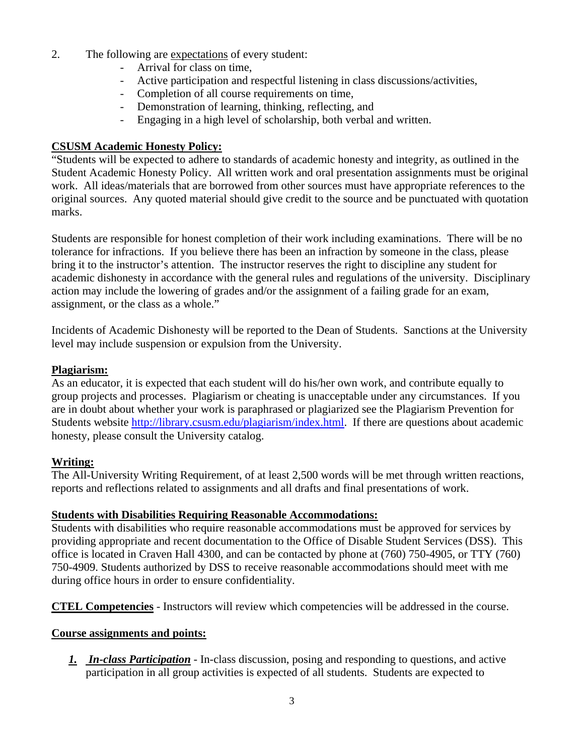2. The following are <u>expectations</u> of every student:
   - Arrival for class on time,
   - Active participation and respectful listening in class discussions/activities,
   - Completion of all course requirements on time,
   - Demonstration of learning, thinking, reflecting, and
   - Engaging in a high level of scholarship, both verbal and written.

**<u>CSUSM Academic Honesty Policy:</u>**

"Students will be expected to adhere to standards of academic honesty and integrity, as outlined in the Student Academic Honesty Policy. All written work and oral presentation assignments must be original work. All ideas/materials that are borrowed from other sources must have appropriate references to the original sources. Any quoted material should give credit to the source and be punctuated with quotation marks.

Students are responsible for honest completion of their work including examinations. There will be no tolerance for infractions. If you believe there has been an infraction by someone in the class, please bring it to the instructor's attention. The instructor reserves the right to discipline any student for academic dishonesty in accordance with the general rules and regulations of the university. Disciplinary action may include the lowering of grades and/or the assignment of a failing grade for an exam, assignment, or the class as a whole."

Incidents of Academic Dishonesty will be reported to the Dean of Students. Sanctions at the University level may include suspension or expulsion from the University.

**<u>Plagiarism:</u>**

As an educator, it is expected that each student will do his/her own work, and contribute equally to group projects and processes. Plagiarism or cheating is unacceptable under any circumstances. If you are in doubt about whether your work is paraphrased or plagiarized see the Plagiarism Prevention for Students website http://library.csusm.edu/plagiarism/index.html. If there are questions about academic honesty, please consult the University catalog.

**<u>Writing:</u>**

The All-University Writing Requirement, of at least 2,500 words will be met through written reactions, reports and reflections related to assignments and all drafts and final presentations of work.

**<u>Students with Disabilities Requiring Reasonable Accommodations:</u>**

Students with disabilities who require reasonable accommodations must be approved for services by providing appropriate and recent documentation to the Office of Disable Student Services (DSS). This office is located in Craven Hall 4300, and can be contacted by phone at (760) 750-4905, or TTY (760) 750-4909. Students authorized by DSS to receive reasonable accommodations should meet with me during office hours in order to ensure confidentiality.

**<u>CTEL Competencies</u>** - Instructors will review which competencies will be addressed in the course.

**<u>Course assignments and points:</u>**

1. ***<u>In-class Participation</u>*** - In-class discussion, posing and responding to questions, and active participation in all group activities is expected of all students. Students are expected to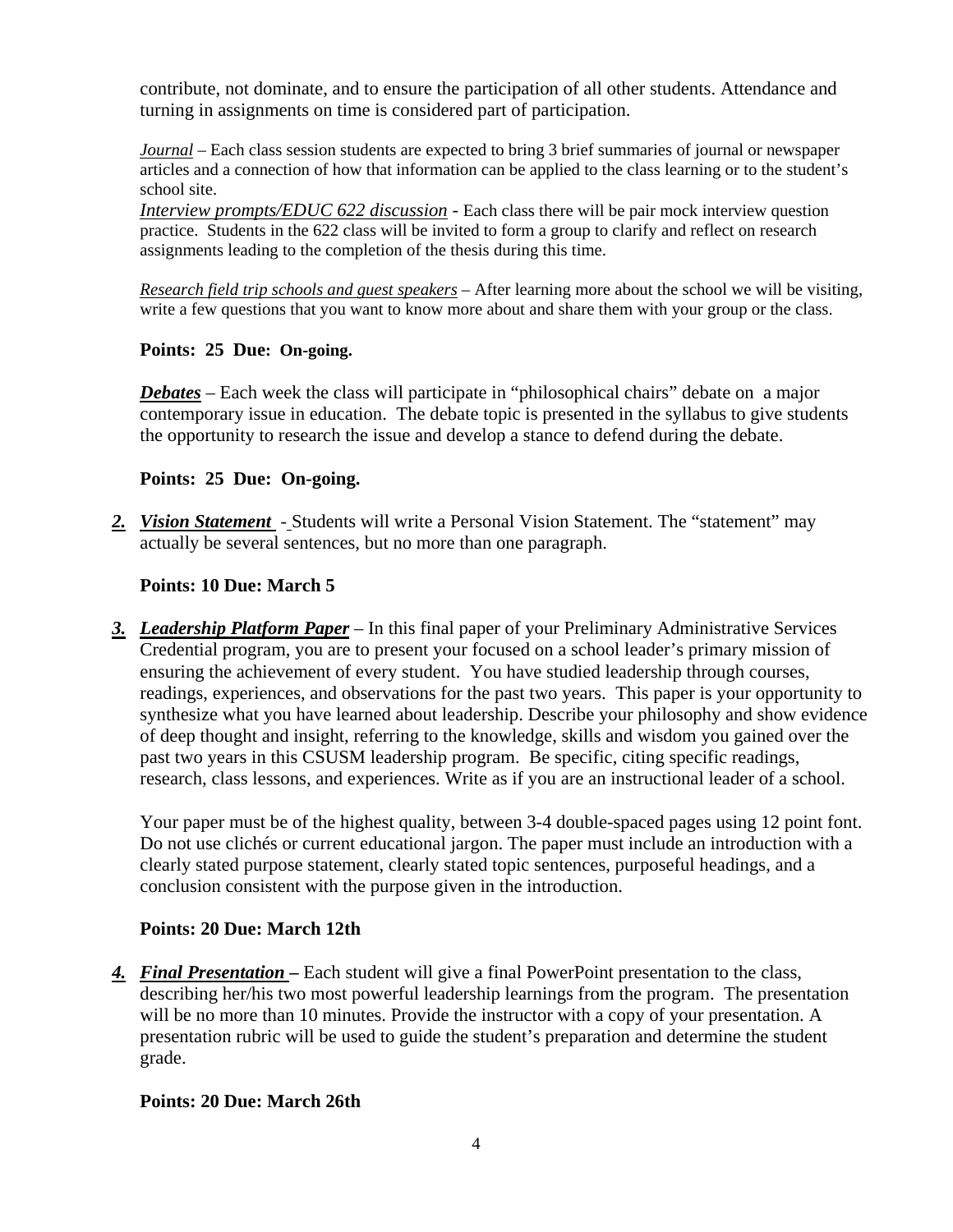contribute, not dominate, and to ensure the participation of all other students. Attendance and turning in assignments on time is considered part of participation.

*Journal* – Each class session students are expected to bring 3 brief summaries of journal or newspaper articles and a connection of how that information can be applied to the class learning or to the student's school site.

*Interview prompts/EDUC 622 discussion* - Each class there will be pair mock interview question practice. Students in the 622 class will be invited to form a group to clarify and reflect on research assignments leading to the completion of the thesis during this time.

*Research field trip schools and guest speakers* – After learning more about the school we will be visiting, write a few questions that you want to know more about and share them with your group or the class.

**Points: 25 Due: On-going.**

***Debates*** – Each week the class will participate in "philosophical chairs" debate on a major contemporary issue in education. The debate topic is presented in the syllabus to give students the opportunity to research the issue and develop a stance to defend during the debate.

**Points: 25 Due: On-going.**

***2. Vision Statement*** - Students will write a Personal Vision Statement. The "statement" may actually be several sentences, but no more than one paragraph.

**Points: 10 Due: March 5**

***3. Leadership Platform Paper*** – In this final paper of your Preliminary Administrative Services Credential program, you are to present your focused on a school leader's primary mission of ensuring the achievement of every student. You have studied leadership through courses, readings, experiences, and observations for the past two years. This paper is your opportunity to synthesize what you have learned about leadership. Describe your philosophy and show evidence of deep thought and insight, referring to the knowledge, skills and wisdom you gained over the past two years in this CSUSM leadership program. Be specific, citing specific readings, research, class lessons, and experiences. Write as if you are an instructional leader of a school.

Your paper must be of the highest quality, between 3-4 double-spaced pages using 12 point font. Do not use clichés or current educational jargon. The paper must include an introduction with a clearly stated purpose statement, clearly stated topic sentences, purposeful headings, and a conclusion consistent with the purpose given in the introduction.

**Points: 20 Due: March 12th**

***4. Final Presentation*** **–** Each student will give a final PowerPoint presentation to the class, describing her/his two most powerful leadership learnings from the program. The presentation will be no more than 10 minutes. Provide the instructor with a copy of your presentation. A presentation rubric will be used to guide the student's preparation and determine the student grade.

**Points: 20 Due: March 26th**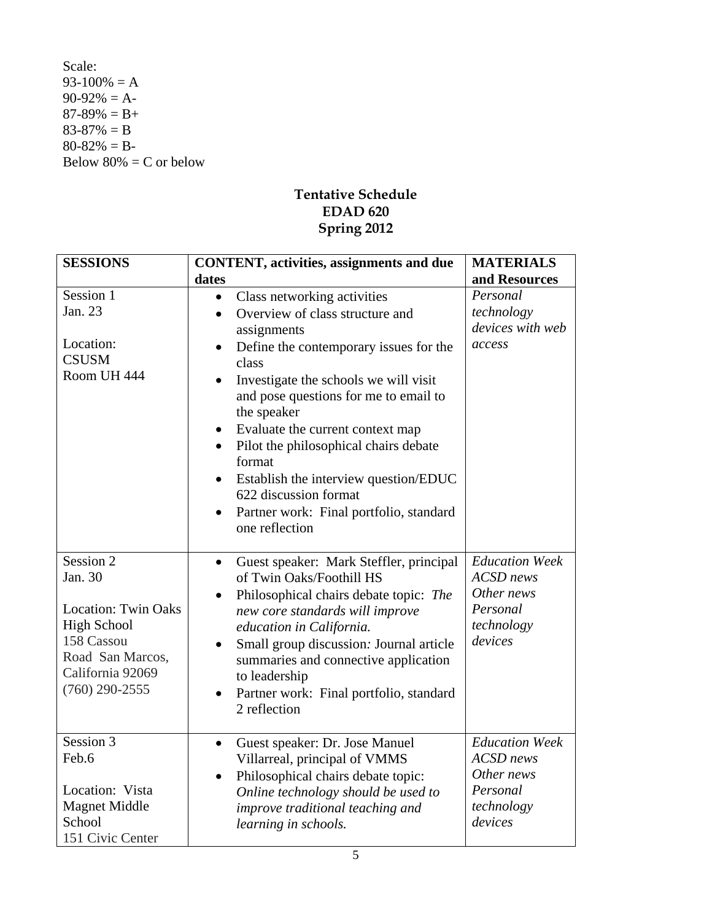Scale:
93-100% = A
90-92% = A-
87-89% = B+
83-87% = B
80-82% = B-
Below 80% = C or below

## Tentative Schedule
## EDAD 620
## Spring 2012

| SESSIONS | CONTENT, activities, assignments and due dates | MATERIALS and Resources |
|---|---|---|
| Session 1<br>Jan. 23<br><br>Location:<br>CSUSM<br>Room UH 444 | • Class networking activities<br>• Overview of class structure and assignments<br>• Define the contemporary issues for the class<br>• Investigate the schools we will visit and pose questions for me to email to the speaker<br>• Evaluate the current context map<br>• Pilot the philosophical chairs debate format<br>• Establish the interview question/EDUC 622 discussion format<br>• Partner work: Final portfolio, standard one reflection | *Personal technology devices with web access* |
| Session 2<br>Jan. 30<br><br>Location: Twin Oaks High School<br>158 Cassou Road San Marcos, California 92069<br>(760) 290-2555 | • Guest speaker: Mark Steffler, principal of Twin Oaks/Foothill HS<br>• Philosophical chairs debate topic: *The new core standards will improve education in California.*<br>• Small group discussion: Journal article summaries and connective application to leadership<br>• Partner work: Final portfolio, standard 2 reflection | *Education Week*<br>*ACSD news*<br>*Other news*<br>*Personal technology devices* |
| Session 3<br>Feb.6<br><br>Location: Vista Magnet Middle School<br>151 Civic Center | • Guest speaker: Dr. Jose Manuel Villarreal, principal of VMMS<br>• Philosophical chairs debate topic: *Online technology should be used to improve traditional teaching and learning in schools.* | *Education Week*<br>*ACSD news*<br>*Other news*<br>*Personal technology devices* |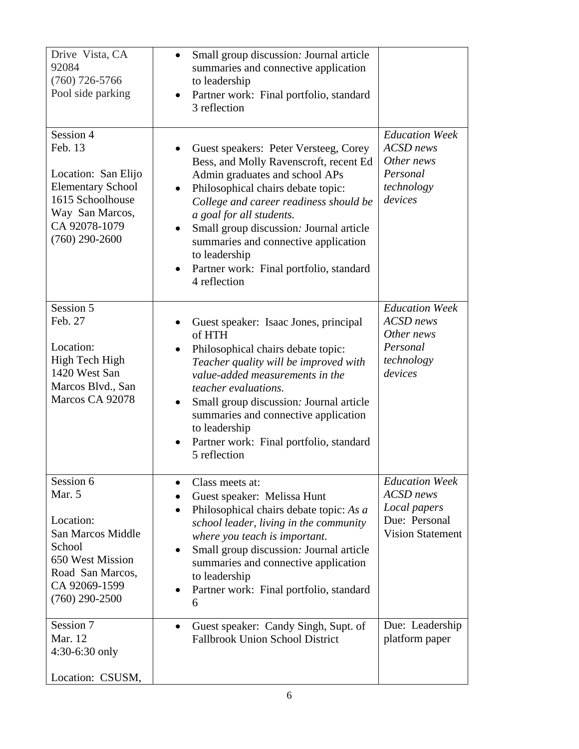| | | |
|---|---|---|
| Drive Vista, CA 92084<br>(760) 726-5766<br>Pool side parking | • Small group discussion*:* Journal article summaries and connective application to leadership<br>• Partner work: Final portfolio, standard 3 reflection | |
| Session 4<br>Feb. 13<br><br>Location: San Elijo Elementary School<br>1615 Schoolhouse Way San Marcos, CA 92078-1079<br>(760) 290-2600 | • Guest speakers: Peter Versteeg, Corey Bess, and Molly Ravenscroft, recent Ed Admin graduates and school APs<br>• Philosophical chairs debate topic: *College and career readiness should be a goal for all students.*<br>• Small group discussion*:* Journal article summaries and connective application to leadership<br>• Partner work: Final portfolio, standard 4 reflection | *Education Week*<br>*ACSD news*<br>*Other news*<br>*Personal technology devices* |
| Session 5<br>Feb. 27<br><br>Location:<br>High Tech High<br>1420 West San Marcos Blvd., San Marcos CA 92078 | • Guest speaker: Isaac Jones, principal of HTH<br>• Philosophical chairs debate topic: *Teacher quality will be improved with value-added measurements in the teacher evaluations.*<br>• Small group discussion*:* Journal article summaries and connective application to leadership<br>• Partner work: Final portfolio, standard 5 reflection | *Education Week*<br>*ACSD news*<br>*Other news*<br>*Personal technology devices* |
| Session 6<br>Mar. 5<br><br>Location:<br>San Marcos Middle School<br>650 West Mission Road San Marcos, CA 92069-1599<br>(760) 290-2500 | • Class meets at:<br>• Guest speaker: Melissa Hunt<br>• Philosophical chairs debate topic: *As a school leader, living in the community where you teach is important.*<br>• Small group discussion*:* Journal article summaries and connective application to leadership<br>• Partner work: Final portfolio, standard 6 | *Education Week*<br>*ACSD news*<br>*Local papers*<br>Due: Personal Vision Statement |
| Session 7<br>Mar. 12<br>4:30-6:30 only<br><br>Location: CSUSM, | • Guest speaker: Candy Singh, Supt. of Fallbrook Union School District | Due: Leadership platform paper |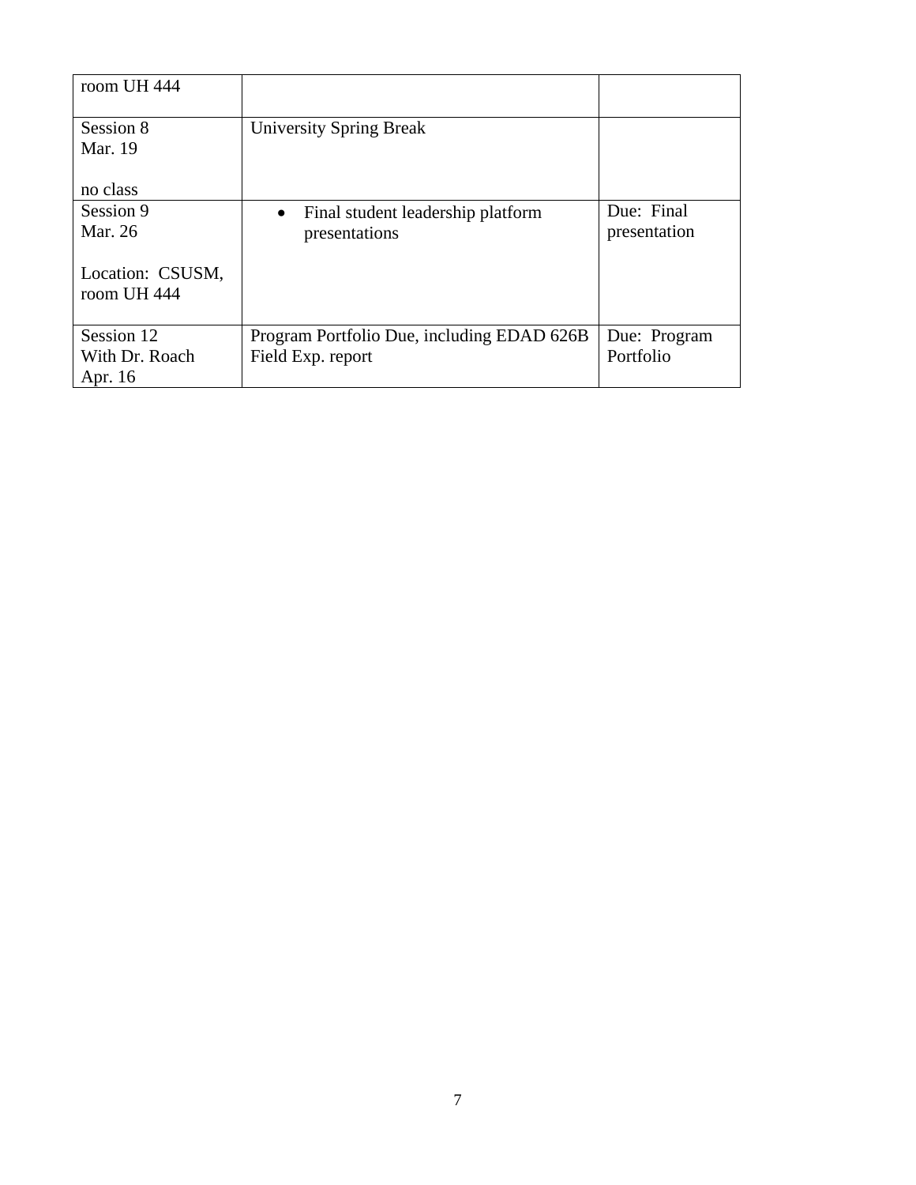| | | |
|---|---|---|
| room UH 444 | | |
| Session 8<br>Mar. 19<br><br>no class | University Spring Break | |
| Session 9<br>Mar. 26<br><br>Location: CSUSM, room UH 444 | • Final student leadership platform presentations | Due: Final presentation |
| Session 12<br>With Dr. Roach<br>Apr. 16 | Program Portfolio Due, including EDAD 626B Field Exp. report | Due: Program Portfolio |